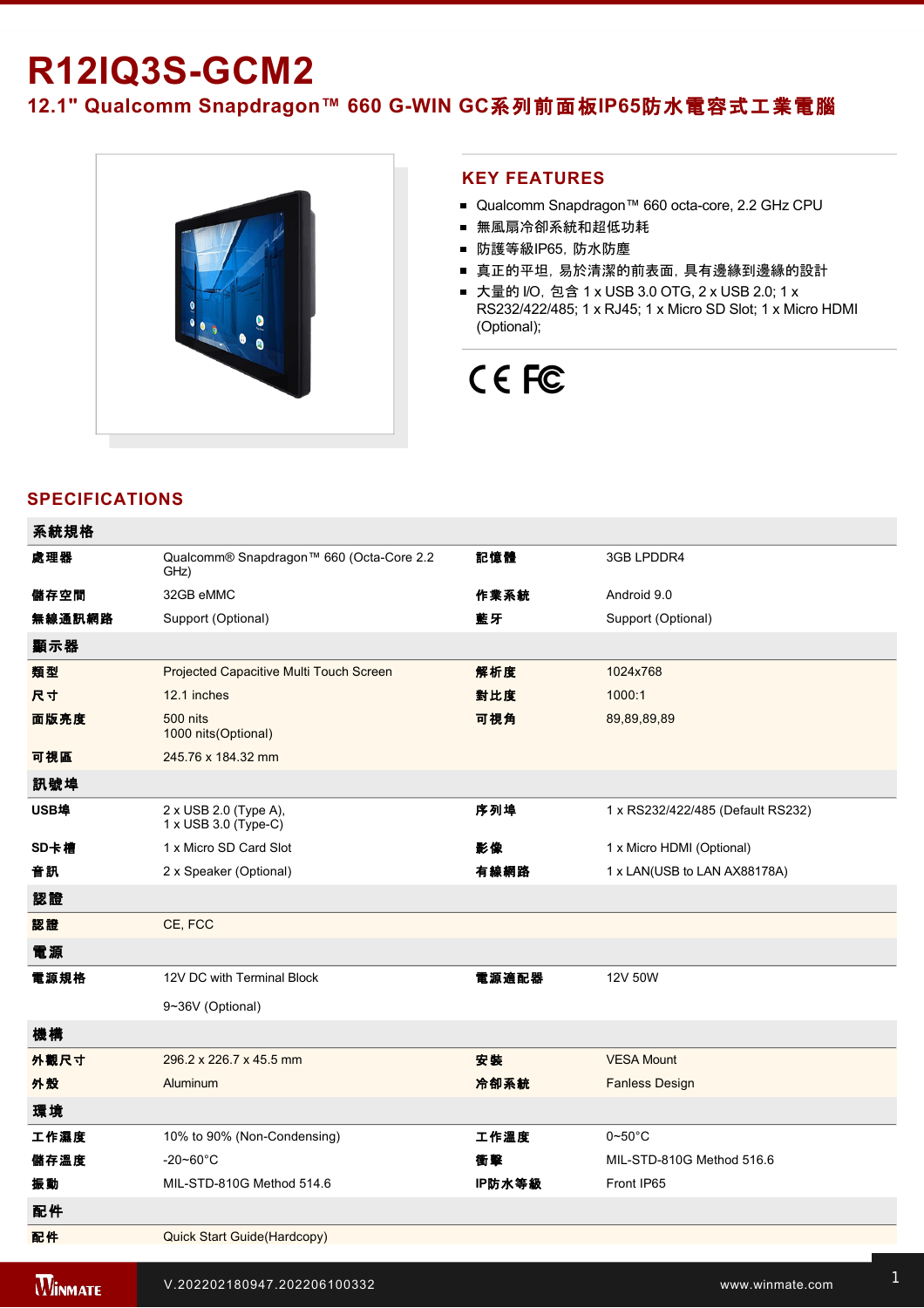# R12IQ3S-GCM2

## 12.1" Qualcomm Snapdragon™ 660 G-WIN GC系列前面板IP65防水電容式工業電腦

## KEY FEATURES

- Qualcomm Snapdragon™ 660 octa-core, 2.2 GHz CPU
- 無風扇冷卻系統和超低功耗
- 防護等級IP65，防水防塵
- 真正的平坦，易於清潔的前表面，具有邊緣到邊緣的設計
- 大量的 I/O，包含 1 x USB 3.0 OTG, 2 x USB 2.0; 1 x RS232/422/485; 1 x RJ45; 1 x Micro SD Slot; 1 x Micro HDMI (Optional);

CE FC

## SPECIFICATIONS

| 系統規格 | | | |
|---|---|---|---|
| 處理器 | Qualcomm® Snapdragon™ 660 (Octa-Core 2.2 GHz) | 記憶體 | 3GB LPDDR4 |
| 儲存空間 | 32GB eMMC | 作業系統 | Android 9.0 |
| 無線通訊網路 | Support (Optional) | 藍牙 | Support (Optional) |
| **顯示器** | | | |
| 類型 | Projected Capacitive Multi Touch Screen | 解析度 | 1024x768 |
| 尺寸 | 12.1 inches | 對比度 | 1000:1 |
| 面版亮度 | 500 nits<br>1000 nits(Optional) | 可視角 | 89,89,89,89 |
| 可視區 | 245.76 x 184.32 mm | | |
| **訊號埠** | | | |
| USB埠 | 2 x USB 2.0 (Type A),<br>1 x USB 3.0 (Type-C) | 序列埠 | 1 x RS232/422/485 (Default RS232) |
| SD卡槽 | 1 x Micro SD Card Slot | 影像 | 1 x Micro HDMI (Optional) |
| 音訊 | 2 x Speaker (Optional) | 有線網路 | 1 x LAN(USB to LAN AX88178A) |
| **認證** | | | |
| 認證 | CE, FCC | | |
| **電源** | | | |
| 電源規格 | 12V DC with Terminal Block<br>9~36V (Optional) | 電源適配器 | 12V 50W |
| **機構** | | | |
| 外觀尺寸 | 296.2 x 226.7 x 45.5 mm | 安裝 | VESA Mount |
| 外殼 | Aluminum | 冷卻系統 | Fanless Design |
| **環境** | | | |
| 工作濕度 | 10% to 90% (Non-Condensing) | 工作溫度 | 0~50°C |
| 儲存溫度 | -20~60°C | 衝擊 | MIL-STD-810G Method 516.6 |
| 振動 | MIL-STD-810G Method 514.6 | IP防水等級 | Front IP65 |
| **配件** | | | |
| 配件 | Quick Start Guide(Hardcopy) | | |

V.202202180947.202206100332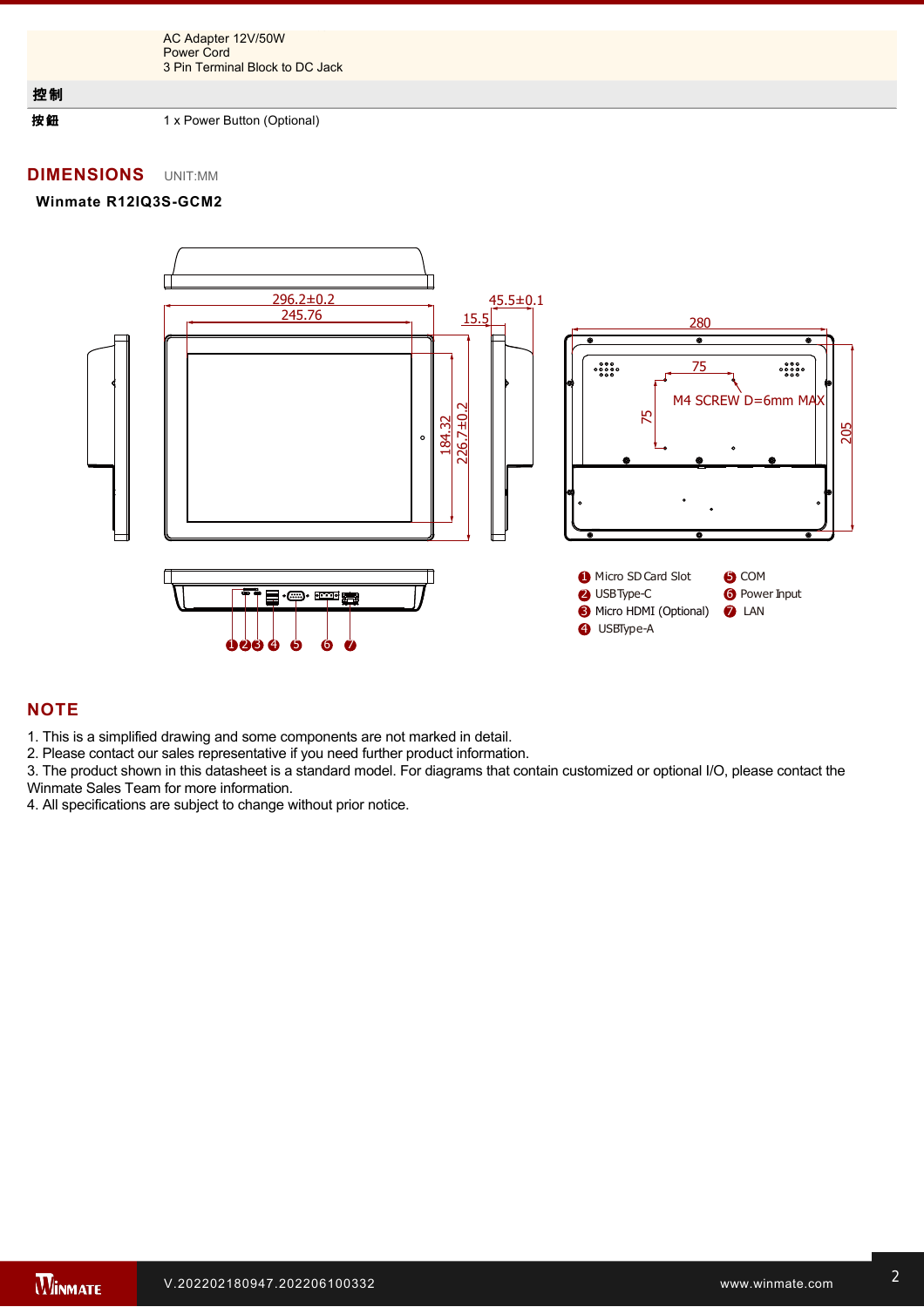| | |
|---|---|
| | AC Adapter 12V/50W<br>Power Cord<br>3 Pin Terminal Block to DC Jack |
| **控制** | |
| **按鈕** | 1 x Power Button (Optional) |

## DIMENSIONS UNIT:MM

**Winmate R12IQ3S-GCM2**

296.2±0.2
245.76
15.5
45.5±0.1
184.32
226.7±0.2
280
75
75
M4 SCREW D=6mm MAX
205

1 Micro SD Card Slot
2 USB Type-C
3 Micro HDMI (Optional)
4 USB Type-A
5 COM
6 Power Input
7 LAN

## NOTE

1. This is a simplified drawing and some components are not marked in detail.
2. Please contact our sales representative if you need further product information.
3. The product shown in this datasheet is a standard model. For diagrams that contain customized or optional I/O, please contact the Winmate Sales Team for more information.
4. All specifications are subject to change without prior notice.